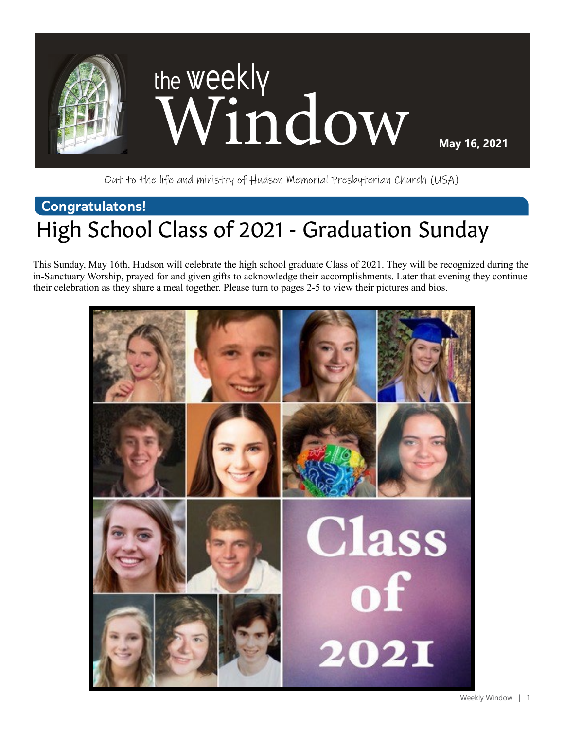# the weekly Window

**May 16, 2021**

Out to the life and ministry of Hudson Memorial Presbyterian Church (USA)

## Congratulatons!

# High School Class of 2021 - Graduation Sunday

This Sunday, May 16th, Hudson will celebrate the high school graduate Class of 2021. They will be recognized during the in-Sanctuary Worship, prayed for and given gifts to acknowledge their accomplishments. Later that evening they continue their celebration as they share a meal together. Please turn to pages 2-5 to view their pictures and bios.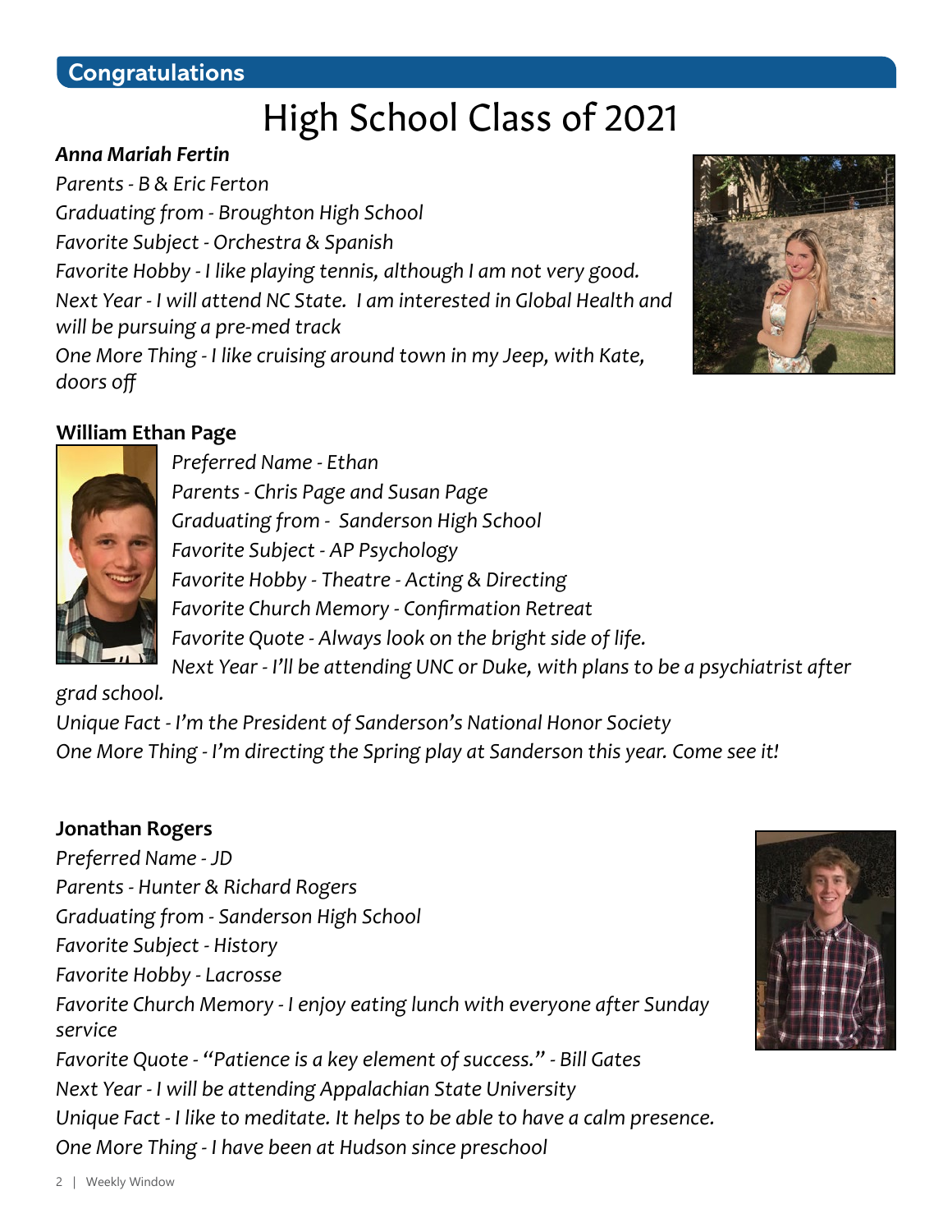## Congratulations

# High School Class of 2021

***Anna Mariah Fertin***

*Parents - B & Eric Ferton*
*Graduating from - Broughton High School*
*Favorite Subject - Orchestra & Spanish*
*Favorite Hobby - I like playing tennis, although I am not very good.*
*Next Year - I will attend NC State. I am interested in Global Health and will be pursuing a pre-med track*
*One More Thing - I like cruising around town in my Jeep, with Kate, doors off*

**William Ethan Page**

*Preferred Name - Ethan*
*Parents - Chris Page and Susan Page*
*Graduating from - Sanderson High School*
*Favorite Subject - AP Psychology*
*Favorite Hobby - Theatre - Acting & Directing*
*Favorite Church Memory - Confirmation Retreat*
*Favorite Quote - Always look on the bright side of life.*
*Next Year - I'll be attending UNC or Duke, with plans to be a psychiatrist after grad school.*
*Unique Fact - I'm the President of Sanderson's National Honor Society*
*One More Thing - I'm directing the Spring play at Sanderson this year. Come see it!*

**Jonathan Rogers**

*Preferred Name - JD*
*Parents - Hunter & Richard Rogers*
*Graduating from - Sanderson High School*
*Favorite Subject - History*
*Favorite Hobby - Lacrosse*
*Favorite Church Memory - I enjoy eating lunch with everyone after Sunday service*
*Favorite Quote - "Patience is a key element of success." - Bill Gates*
*Next Year - I will be attending Appalachian State University*
*Unique Fact - I like to meditate. It helps to be able to have a calm presence.*
*One More Thing - I have been at Hudson since preschool*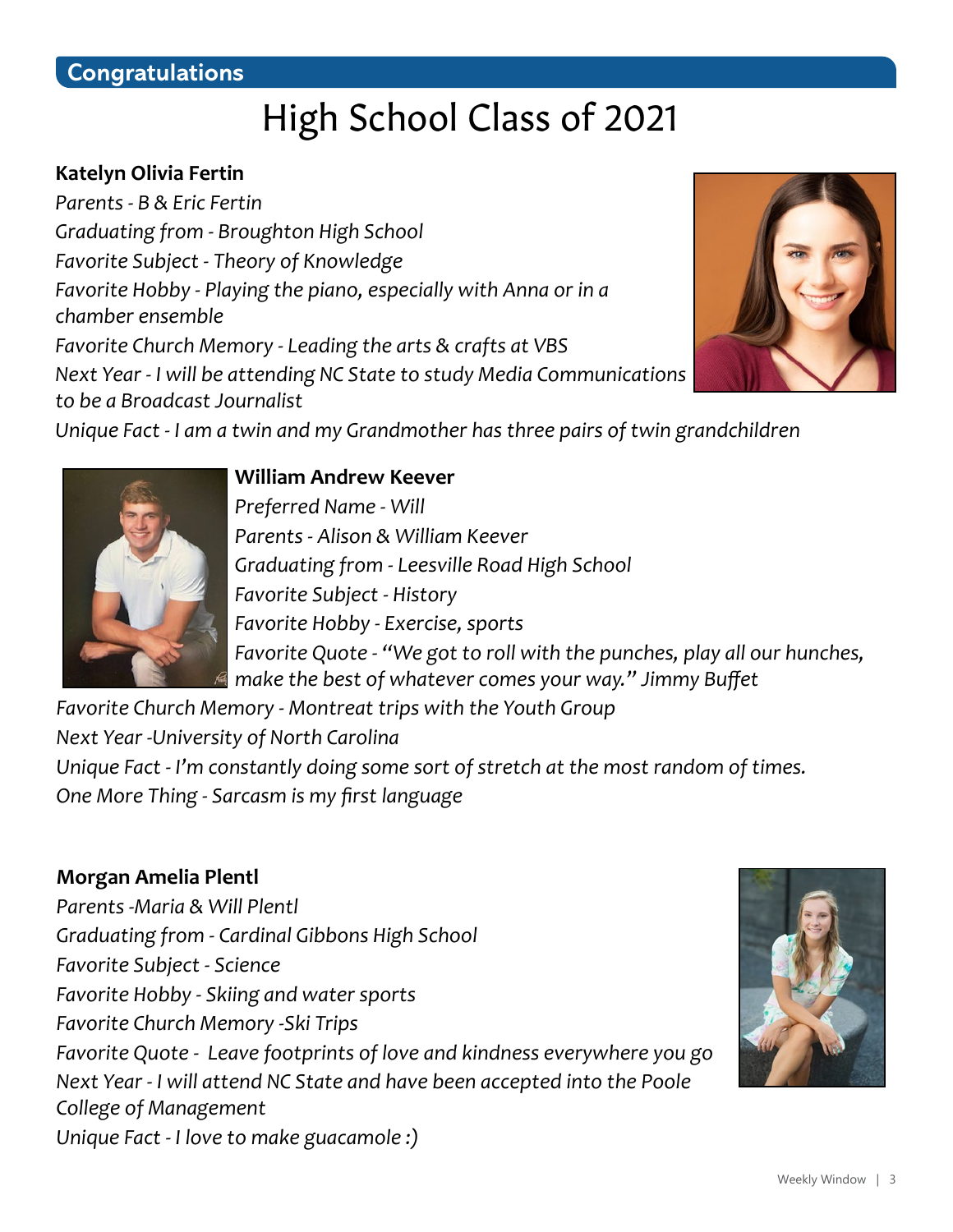## Congratulations

# High School Class of 2021

**Katelyn Olivia Fertin**

*Parents - B & Eric Fertin*
*Graduating from - Broughton High School*
*Favorite Subject - Theory of Knowledge*
*Favorite Hobby - Playing the piano, especially with Anna or in a chamber ensemble*
*Favorite Church Memory - Leading the arts & crafts at VBS*
*Next Year - I will be attending NC State to study Media Communications to be a Broadcast Journalist*
*Unique Fact - I am a twin and my Grandmother has three pairs of twin grandchildren*

**William Andrew Keever**

*Preferred Name - Will*
*Parents - Alison & William Keever*
*Graduating from - Leesville Road High School*
*Favorite Subject - History*
*Favorite Hobby - Exercise, sports*
*Favorite Quote - "We got to roll with the punches, play all our hunches, make the best of whatever comes your way." Jimmy Buffet*
*Favorite Church Memory - Montreat trips with the Youth Group*
*Next Year -University of North Carolina*
*Unique Fact - I'm constantly doing some sort of stretch at the most random of times.*
*One More Thing - Sarcasm is my first language*

**Morgan Amelia Plentl**

*Parents -Maria & Will Plentl*
*Graduating from - Cardinal Gibbons High School*
*Favorite Subject - Science*
*Favorite Hobby - Skiing and water sports*
*Favorite Church Memory -Ski Trips*
*Favorite Quote - Leave footprints of love and kindness everywhere you go*
*Next Year - I will attend NC State and have been accepted into the Poole College of Management*
*Unique Fact - I love to make guacamole :)*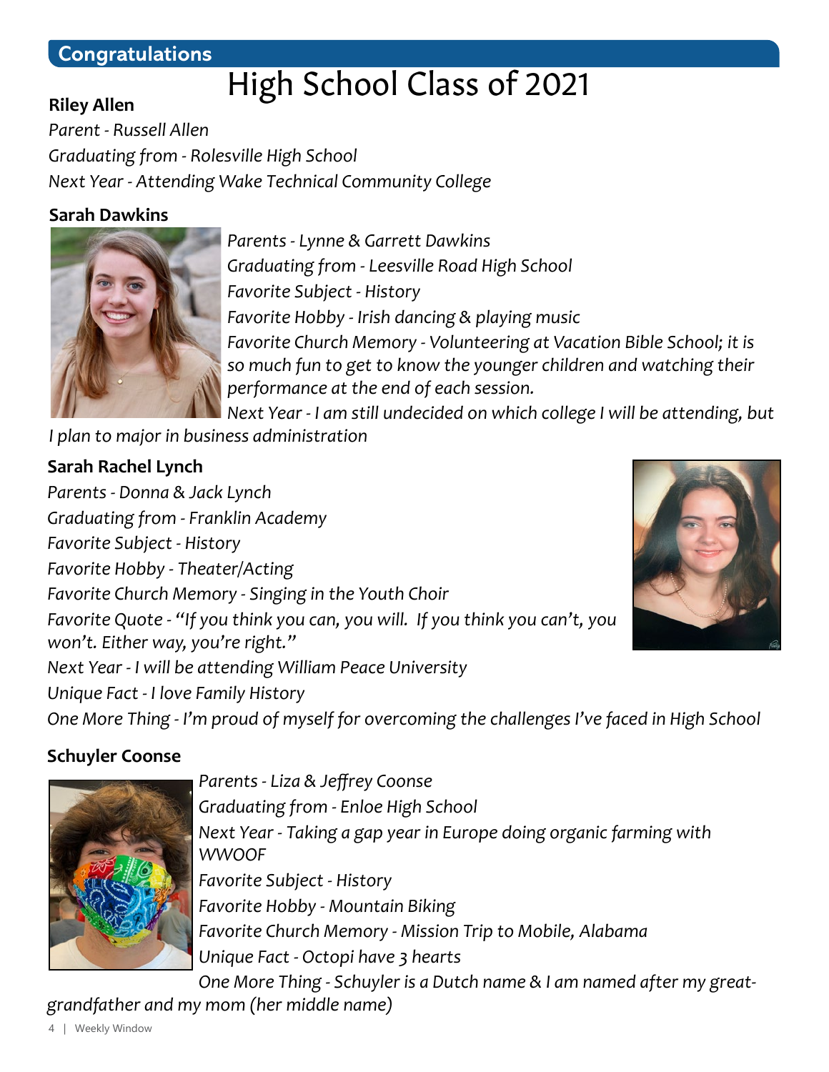**Congratulations**

# High School Class of 2021

**Riley Allen**

*Parent - Russell Allen*
*Graduating from - Rolesville High School*
*Next Year - Attending Wake Technical Community College*

**Sarah Dawkins**

*Parents - Lynne & Garrett Dawkins*
*Graduating from - Leesville Road High School*
*Favorite Subject - History*
*Favorite Hobby - Irish dancing & playing music*
*Favorite Church Memory - Volunteering at Vacation Bible School; it is so much fun to get to know the younger children and watching their performance at the end of each session.*
*Next Year - I am still undecided on which college I will be attending, but I plan to major in business administration*

**Sarah Rachel Lynch**

*Parents - Donna & Jack Lynch*
*Graduating from - Franklin Academy*
*Favorite Subject - History*
*Favorite Hobby - Theater/Acting*
*Favorite Church Memory - Singing in the Youth Choir*
*Favorite Quote - "If you think you can, you will. If you think you can't, you won't. Either way, you're right."*
*Next Year - I will be attending William Peace University*
*Unique Fact - I love Family History*
*One More Thing - I'm proud of myself for overcoming the challenges I've faced in High School*

**Schuyler Coonse**

*Parents - Liza & Jeffrey Coonse*
*Graduating from - Enloe High School*
*Next Year - Taking a gap year in Europe doing organic farming with WWOOF*
*Favorite Subject - History*
*Favorite Hobby - Mountain Biking*
*Favorite Church Memory - Mission Trip to Mobile, Alabama*
*Unique Fact - Octopi have 3 hearts*
*One More Thing - Schuyler is a Dutch name & I am named after my great-grandfather and my mom (her middle name)*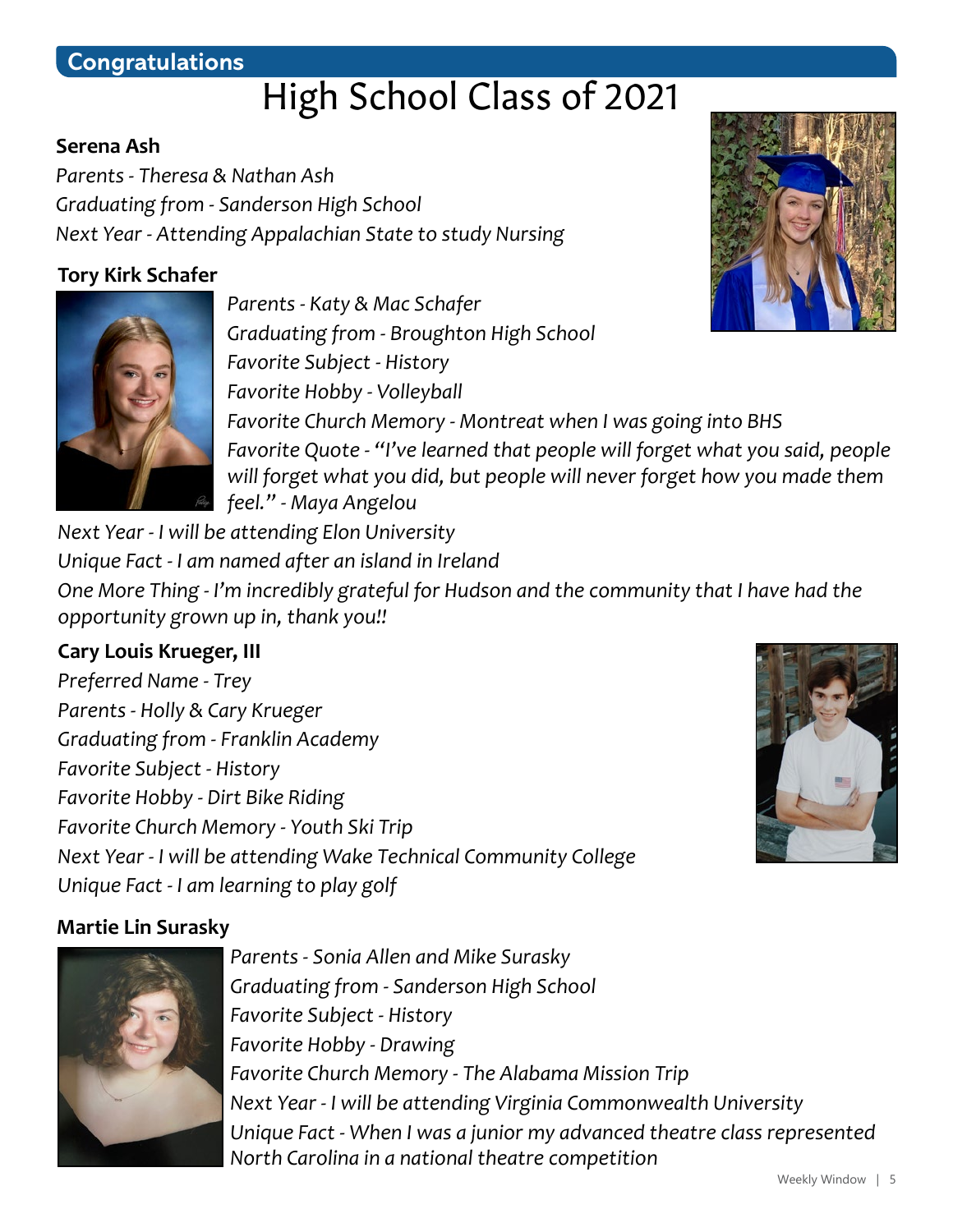## Congratulations

# High School Class of 2021

**Serena Ash**

*Parents - Theresa & Nathan Ash*
*Graduating from - Sanderson High School*
*Next Year - Attending Appalachian State to study Nursing*

**Tory Kirk Schafer**

*Parents - Katy & Mac Schafer*
*Graduating from - Broughton High School*
*Favorite Subject - History*
*Favorite Hobby - Volleyball*
*Favorite Church Memory - Montreat when I was going into BHS*
*Favorite Quote - "I've learned that people will forget what you said, people will forget what you did, but people will never forget how you made them feel." - Maya Angelou*
*Next Year - I will be attending Elon University*
*Unique Fact - I am named after an island in Ireland*
*One More Thing - I'm incredibly grateful for Hudson and the community that I have had the opportunity grown up in, thank you!!*

**Cary Louis Krueger, III**

*Preferred Name - Trey*
*Parents - Holly & Cary Krueger*
*Graduating from - Franklin Academy*
*Favorite Subject - History*
*Favorite Hobby - Dirt Bike Riding*
*Favorite Church Memory - Youth Ski Trip*
*Next Year - I will be attending Wake Technical Community College*
*Unique Fact - I am learning to play golf*

**Martie Lin Surasky**

*Parents - Sonia Allen and Mike Surasky*
*Graduating from - Sanderson High School*
*Favorite Subject - History*
*Favorite Hobby - Drawing*
*Favorite Church Memory - The Alabama Mission Trip*
*Next Year - I will be attending Virginia Commonwealth University*
*Unique Fact - When I was a junior my advanced theatre class represented North Carolina in a national theatre competition*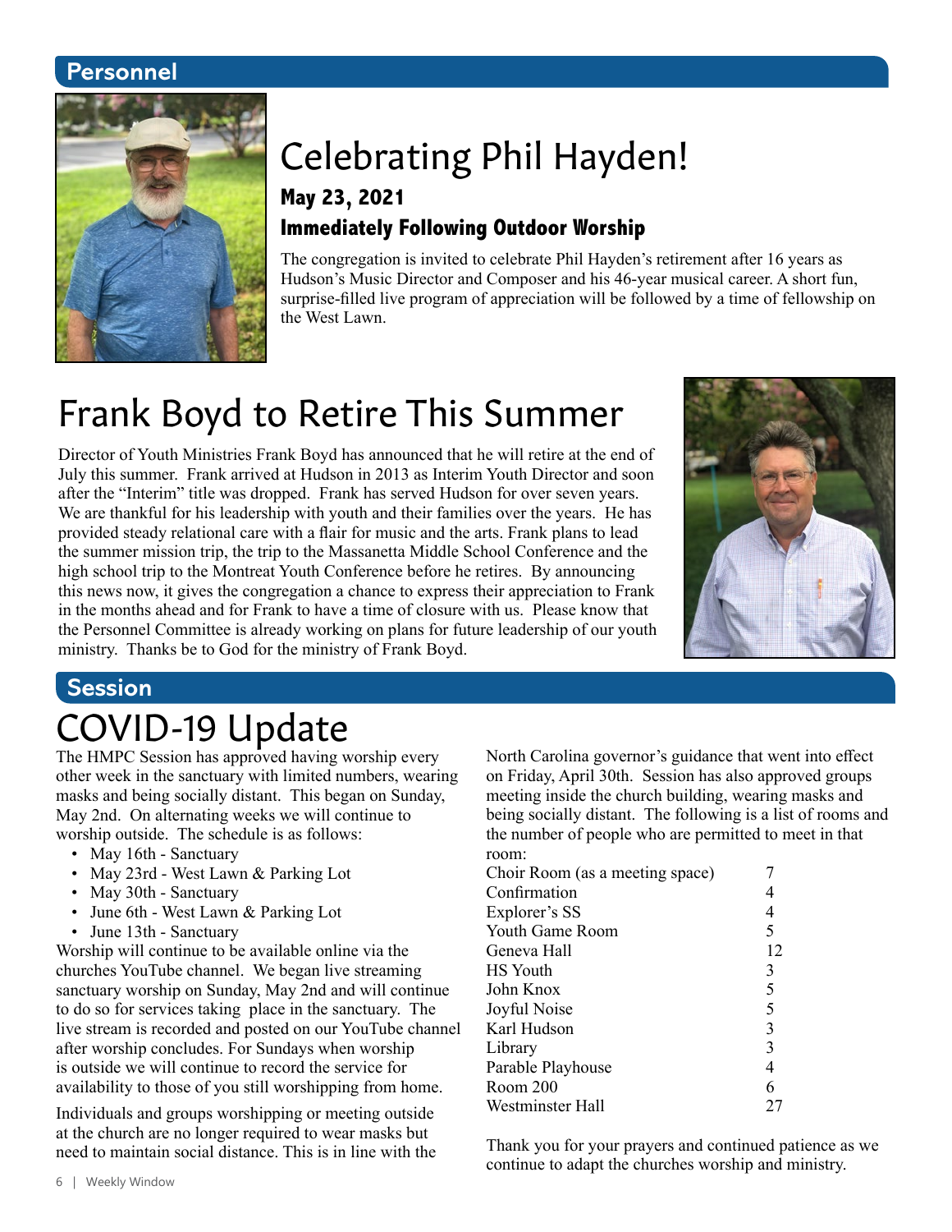## Personnel

# Celebrating Phil Hayden!

**May 23, 2021**

**Immediately Following Outdoor Worship**

The congregation is invited to celebrate Phil Hayden's retirement after 16 years as Hudson's Music Director and Composer and his 46-year musical career. A short fun, surprise-filled live program of appreciation will be followed by a time of fellowship on the West Lawn.

# Frank Boyd to Retire This Summer

Director of Youth Ministries Frank Boyd has announced that he will retire at the end of July this summer. Frank arrived at Hudson in 2013 as Interim Youth Director and soon after the "Interim" title was dropped. Frank has served Hudson for over seven years. We are thankful for his leadership with youth and their families over the years. He has provided steady relational care with a flair for music and the arts. Frank plans to lead the summer mission trip, the trip to the Massanetta Middle School Conference and the high school trip to the Montreat Youth Conference before he retires. By announcing this news now, it gives the congregation a chance to express their appreciation to Frank in the months ahead and for Frank to have a time of closure with us. Please know that the Personnel Committee is already working on plans for future leadership of our youth ministry. Thanks be to God for the ministry of Frank Boyd.

## Session

# COVID-19 Update

The HMPC Session has approved having worship every other week in the sanctuary with limited numbers, wearing masks and being socially distant. This began on Sunday, May 2nd. On alternating weeks we will continue to worship outside. The schedule is as follows:

- May 16th - Sanctuary
- May 23rd - West Lawn & Parking Lot
- May 30th - Sanctuary
- June 6th - West Lawn & Parking Lot
- June 13th - Sanctuary

Worship will continue to be available online via the churches YouTube channel. We began live streaming sanctuary worship on Sunday, May 2nd and will continue to do so for services taking place in the sanctuary. The live stream is recorded and posted on our YouTube channel after worship concludes. For Sundays when worship is outside we will continue to record the service for availability to those of you still worshipping from home.

Individuals and groups worshipping or meeting outside at the church are no longer required to wear masks but need to maintain social distance. This is in line with the North Carolina governor's guidance that went into effect on Friday, April 30th. Session has also approved groups meeting inside the church building, wearing masks and being socially distant. The following is a list of rooms and the number of people who are permitted to meet in that room:

| Room | Number |
|---|---|
| Choir Room (as a meeting space) | 7 |
| Confirmation | 4 |
| Explorer's SS | 4 |
| Youth Game Room | 5 |
| Geneva Hall | 12 |
| HS Youth | 3 |
| John Knox | 5 |
| Joyful Noise | 5 |
| Karl Hudson | 3 |
| Library | 3 |
| Parable Playhouse | 4 |
| Room 200 | 6 |
| Westminster Hall | 27 |

Thank you for your prayers and continued patience as we continue to adapt the churches worship and ministry.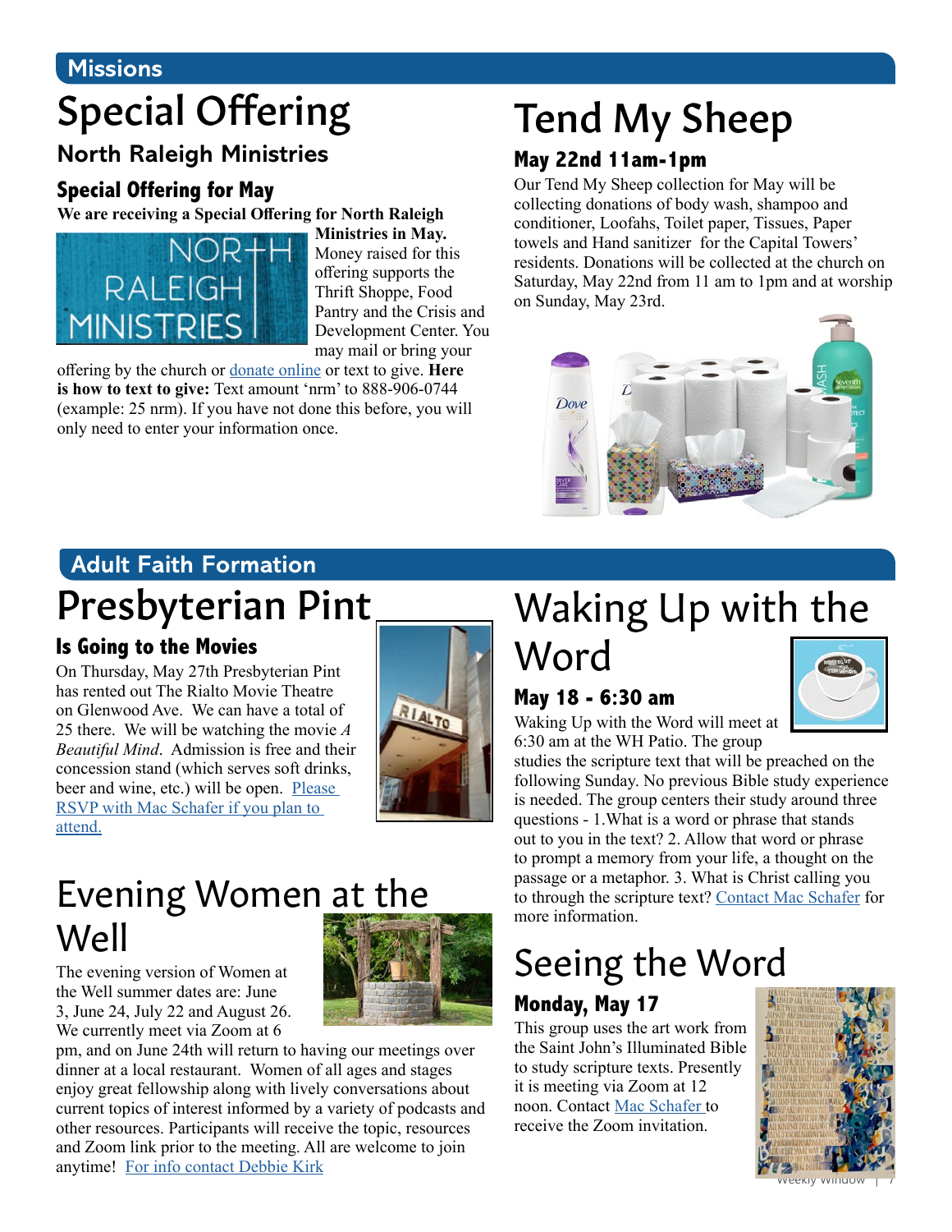## Missions

# Special Offering

### North Raleigh Ministries

#### Special Offering for May

**We are receiving a Special Offering for North Raleigh Ministries in May.** Money raised for this offering supports the Thrift Shoppe, Food Pantry and the Crisis and Development Center. You may mail or bring your offering by the church or donate online or text to give. **Here is how to text to give:** Text amount 'nrm' to 888-906-0744 (example: 25 nrm). If you have not done this before, you will only need to enter your information once.

# Tend My Sheep

#### May 22nd 11am-1pm

Our Tend My Sheep collection for May will be collecting donations of body wash, shampoo and conditioner, Loofahs, Toilet paper, Tissues, Paper towels and Hand sanitizer for the Capital Towers' residents. Donations will be collected at the church on Saturday, May 22nd from 11 am to 1pm and at worship on Sunday, May 23rd.

## Adult Faith Formation

# Presbyterian Pint

#### Is Going to the Movies

On Thursday, May 27th Presbyterian Pint has rented out The Rialto Movie Theatre on Glenwood Ave. We can have a total of 25 there. We will be watching the movie *A Beautiful Mind*. Admission is free and their concession stand (which serves soft drinks, beer and wine, etc.) will be open. Please RSVP with Mac Schafer if you plan to attend.

# Evening Women at the Well

The evening version of Women at the Well summer dates are: June 3, June 24, July 22 and August 26. We currently meet via Zoom at 6 pm, and on June 24th will return to having our meetings over dinner at a local restaurant. Women of all ages and stages enjoy great fellowship along with lively conversations about current topics of interest informed by a variety of podcasts and other resources. Participants will receive the topic, resources and Zoom link prior to the meeting. All are welcome to join anytime! For info contact Debbie Kirk

# Waking Up with the Word

#### May 18 - 6:30 am

Waking Up with the Word will meet at 6:30 am at the WH Patio. The group studies the scripture text that will be preached on the following Sunday. No previous Bible study experience is needed. The group centers their study around three questions - 1.What is a word or phrase that stands out to you in the text? 2. Allow that word or phrase to prompt a memory from your life, a thought on the passage or a metaphor. 3. What is Christ calling you to through the scripture text? Contact Mac Schafer for more information.

# Seeing the Word

#### Monday, May 17

This group uses the art work from the Saint John's Illuminated Bible to study scripture texts. Presently it is meeting via Zoom at 12 noon. Contact Mac Schafer to receive the Zoom invitation.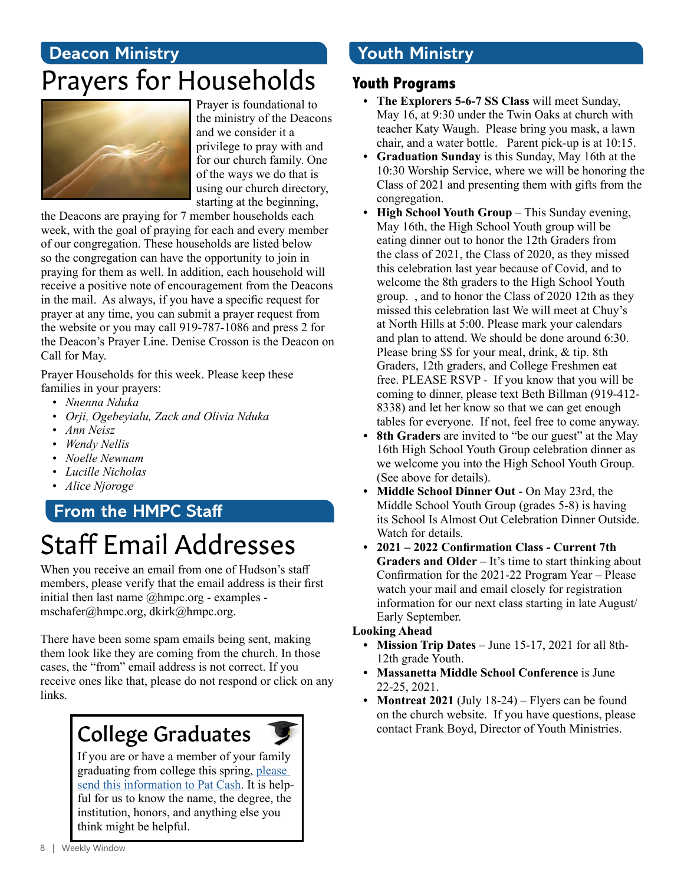## Deacon Ministry

# Prayers for Households

Prayer is foundational to the ministry of the Deacons and we consider it a privilege to pray with and for our church family. One of the ways we do that is using our church directory, starting at the beginning, the Deacons are praying for 7 member households each week, with the goal of praying for each and every member of our congregation. These households are listed below so the congregation can have the opportunity to join in praying for them as well. In addition, each household will receive a positive note of encouragement from the Deacons in the mail. As always, if you have a specific request for prayer at any time, you can submit a prayer request from the website or you may call 919-787-1086 and press 2 for the Deacon's Prayer Line. Denise Crosson is the Deacon on Call for May.

Prayer Households for this week. Please keep these families in your prayers:

- *Nnenna Nduka*
- *Orji, Ogebeyialu, Zack and Olivia Nduka*
- *Ann Neisz*
- *Wendy Nellis*
- *Noelle Newnam*
- *Lucille Nicholas*
- *Alice Njoroge*

## From the HMPC Staff

# Staff Email Addresses

When you receive an email from one of Hudson's staff members, please verify that the email address is their first initial then last name @hmpc.org - examples - mschafer@hmpc.org, dkirk@hmpc.org.

There have been some spam emails being sent, making them look like they are coming from the church. In those cases, the "from" email address is not correct. If you receive ones like that, please do not respond or click on any links.

# College Graduates

If you are or have a member of your family graduating from college this spring, please send this information to Pat Cash. It is helpful for us to know the name, the degree, the institution, honors, and anything else you think might be helpful.

## Youth Ministry

### Youth Programs

- **The Explorers 5-6-7 SS Class** will meet Sunday, May 16, at 9:30 under the Twin Oaks at church with teacher Katy Waugh. Please bring you mask, a lawn chair, and a water bottle. Parent pick-up is at 10:15.
- **Graduation Sunday** is this Sunday, May 16th at the 10:30 Worship Service, where we will be honoring the Class of 2021 and presenting them with gifts from the congregation.
- **High School Youth Group** – This Sunday evening, May 16th, the High School Youth group will be eating dinner out to honor the 12th Graders from the class of 2021, the Class of 2020, as they missed this celebration last year because of Covid, and to welcome the 8th graders to the High School Youth group. , and to honor the Class of 2020 12th as they missed this celebration last We will meet at Chuy's at North Hills at 5:00. Please mark your calendars and plan to attend. We should be done around 6:30. Please bring $$ for your meal, drink, & tip. 8th Graders, 12th graders, and College Freshmen eat free. PLEASE RSVP - If you know that you will be coming to dinner, please text Beth Billman (919-412-8338) and let her know so that we can get enough tables for everyone. If not, feel free to come anyway.
- **8th Graders** are invited to "be our guest" at the May 16th High School Youth Group celebration dinner as we welcome you into the High School Youth Group. (See above for details).
- **Middle School Dinner Out** - On May 23rd, the Middle School Youth Group (grades 5-8) is having its School Is Almost Out Celebration Dinner Outside. Watch for details.
- **2021 – 2022 Confirmation Class - Current 7th Graders and Older** – It's time to start thinking about Confirmation for the 2021-22 Program Year – Please watch your mail and email closely for registration information for our next class starting in late August/ Early September.

**Looking Ahead**

- **Mission Trip Dates** – June 15-17, 2021 for all 8th-12th grade Youth.
- **Massanetta Middle School Conference** is June 22-25, 2021.
- **Montreat 2021** (July 18-24) – Flyers can be found on the church website. If you have questions, please contact Frank Boyd, Director of Youth Ministries.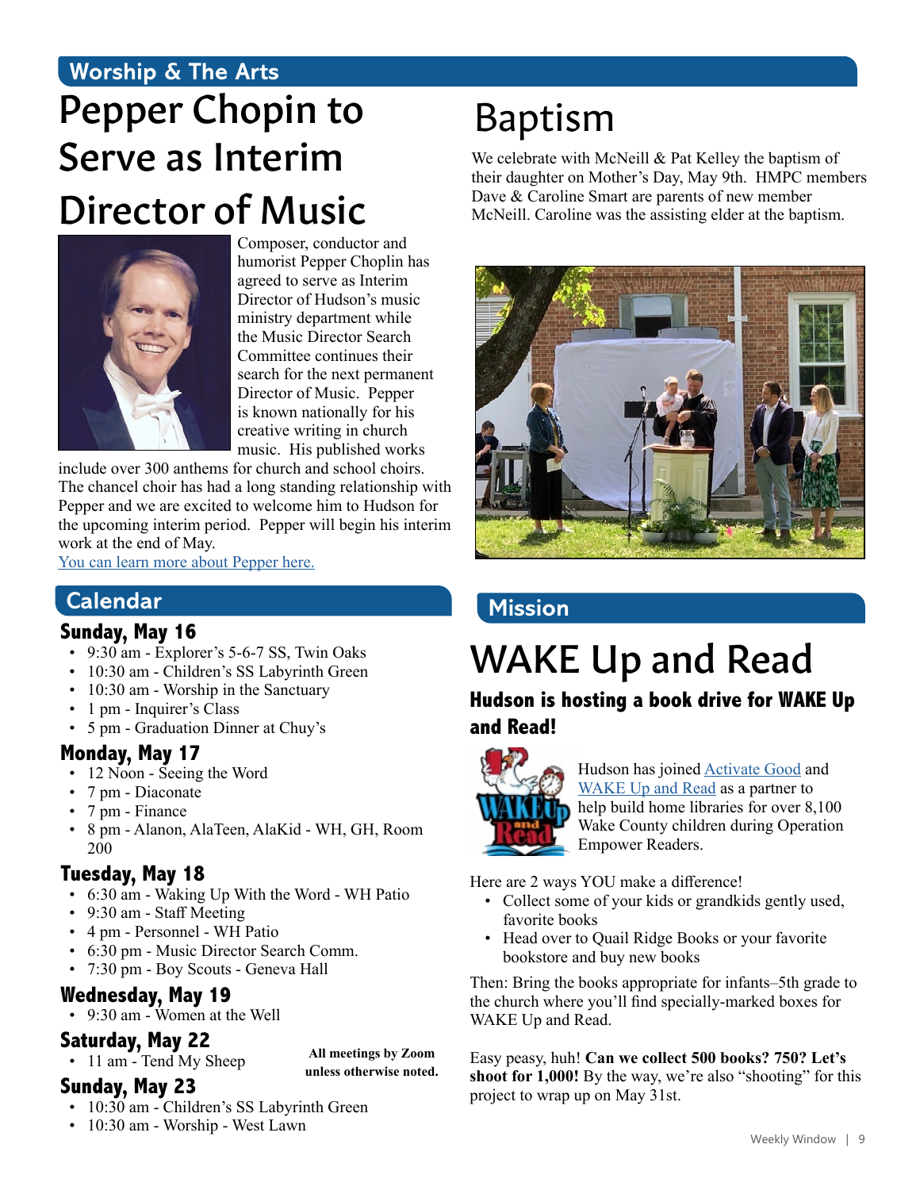## Worship & The Arts

# Pepper Chopin to Serve as Interim Director of Music

Composer, conductor and humorist Pepper Choplin has agreed to serve as Interim Director of Hudson's music ministry department while the Music Director Search Committee continues their search for the next permanent Director of Music. Pepper is known nationally for his creative writing in church music. His published works include over 300 anthems for church and school choirs. The chancel choir has had a long standing relationship with Pepper and we are excited to welcome him to Hudson for the upcoming interim period. Pepper will begin his interim work at the end of May.

You can learn more about Pepper here.

## Calendar

### Sunday, May 16

- 9:30 am - Explorer's 5-6-7 SS, Twin Oaks
- 10:30 am - Children's SS Labyrinth Green
- 10:30 am - Worship in the Sanctuary
- 1 pm - Inquirer's Class
- 5 pm - Graduation Dinner at Chuy's

### Monday, May 17

- 12 Noon - Seeing the Word
- 7 pm - Diaconate
- 7 pm - Finance
- 8 pm - Alanon, AlaTeen, AlaKid - WH, GH, Room 200

### Tuesday, May 18

- 6:30 am - Waking Up With the Word - WH Patio
- 9:30 am - Staff Meeting
- 4 pm - Personnel - WH Patio
- 6:30 pm - Music Director Search Comm.
- 7:30 pm - Boy Scouts - Geneva Hall

### Wednesday, May 19

- 9:30 am - Women at the Well

### Saturday, May 22

- 11 am - Tend My Sheep

### Sunday, May 23

- 10:30 am - Children's SS Labyrinth Green
- 10:30 am - Worship - West Lawn

**All meetings by Zoom unless otherwise noted.**

# Baptism

We celebrate with McNeill & Pat Kelley the baptism of their daughter on Mother's Day, May 9th. HMPC members Dave & Caroline Smart are parents of new member McNeill. Caroline was the assisting elder at the baptism.

## Mission

# WAKE Up and Read

### Hudson is hosting a book drive for WAKE Up and Read!

Hudson has joined Activate Good and WAKE Up and Read as a partner to help build home libraries for over 8,100 Wake County children during Operation Empower Readers.

Here are 2 ways YOU make a difference!

- Collect some of your kids or grandkids gently used, favorite books
- Head over to Quail Ridge Books or your favorite bookstore and buy new books

Then: Bring the books appropriate for infants–5th grade to the church where you'll find specially-marked boxes for WAKE Up and Read.

Easy peasy, huh! **Can we collect 500 books? 750? Let's shoot for 1,000!** By the way, we're also "shooting" for this project to wrap up on May 31st.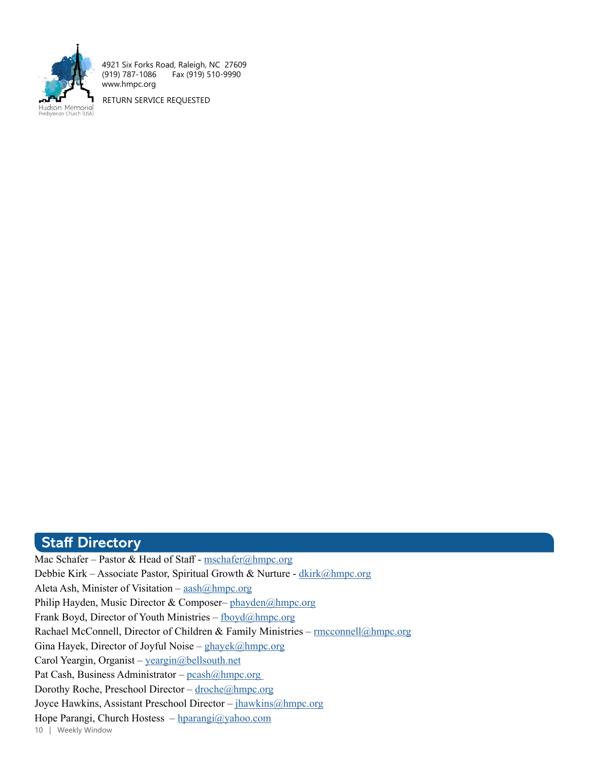4921 Six Forks Road, Raleigh, NC 27609
(919) 787-1086 Fax (919) 510-9990
www.hmpc.org

RETURN SERVICE REQUESTED

## Staff Directory

Mac Schafer – Pastor & Head of Staff - mschafer@hmpc.org
Debbie Kirk – Associate Pastor, Spiritual Growth & Nurture - dkirk@hmpc.org
Aleta Ash, Minister of Visitation – aash@hmpc.org
Philip Hayden, Music Director & Composer– phayden@hmpc.org
Frank Boyd, Director of Youth Ministries – fboyd@hmpc.org
Rachael McConnell, Director of Children & Family Ministries – rmcconnell@hmpc.org
Gina Hayek, Director of Joyful Noise – ghayek@hmpc.org
Carol Yeargin, Organist – yeargin@bellsouth.net
Pat Cash, Business Administrator – pcash@hmpc.org
Dorothy Roche, Preschool Director – droche@hmpc.org
Joyce Hawkins, Assistant Preschool Director – jhawkins@hmpc.org
Hope Parangi, Church Hostess – hparangi@yahoo.com